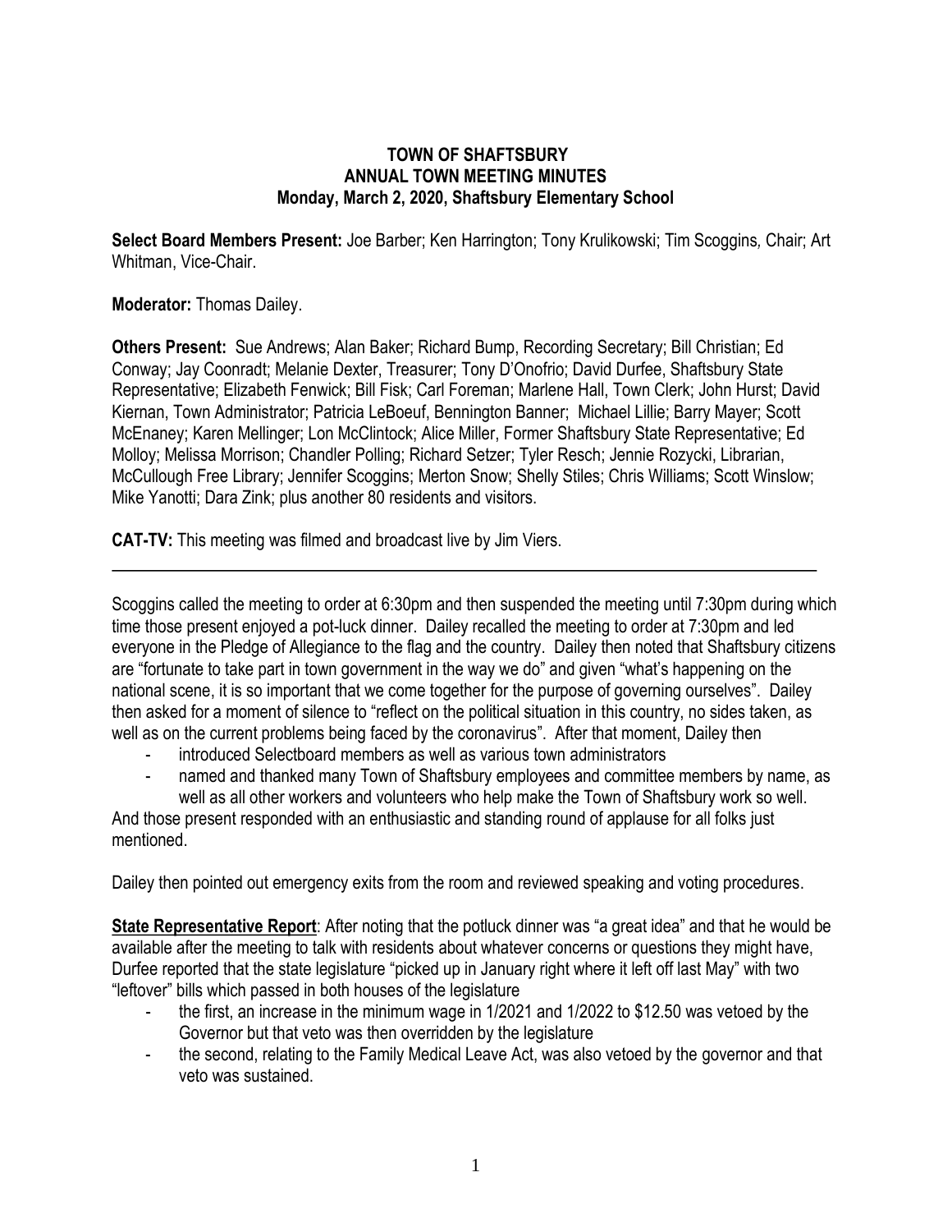# TOWN OF SHAFTSBURY
## ANNUAL TOWN MEETING MINUTES
### Monday, March 2, 2020, Shaftsbury Elementary School

**Select Board Members Present:** Joe Barber; Ken Harrington; Tony Krulikowski; Tim Scoggins, Chair; Art Whitman, Vice-Chair.

**Moderator:** Thomas Dailey.

**Others Present:** Sue Andrews; Alan Baker; Richard Bump, Recording Secretary; Bill Christian; Ed Conway; Jay Coonradt; Melanie Dexter, Treasurer; Tony D'Onofrio; David Durfee, Shaftsbury State Representative; Elizabeth Fenwick; Bill Fisk; Carl Foreman; Marlene Hall, Town Clerk; John Hurst; David Kiernan, Town Administrator; Patricia LeBoeuf, Bennington Banner; Michael Lillie; Barry Mayer; Scott McEnaney; Karen Mellinger; Lon McClintock; Alice Miller, Former Shaftsbury State Representative; Ed Molloy; Melissa Morrison; Chandler Polling; Richard Setzer; Tyler Resch; Jennie Rozycki, Librarian, McCullough Free Library; Jennifer Scoggins; Merton Snow; Shelly Stiles; Chris Williams; Scott Winslow; Mike Yanotti; Dara Zink; plus another 80 residents and visitors.

**CAT-TV:** This meeting was filmed and broadcast live by Jim Viers.

---

Scoggins called the meeting to order at 6:30pm and then suspended the meeting until 7:30pm during which time those present enjoyed a pot-luck dinner. Dailey recalled the meeting to order at 7:30pm and led everyone in the Pledge of Allegiance to the flag and the country. Dailey then noted that Shaftsbury citizens are "fortunate to take part in town government in the way we do" and given "what's happening on the national scene, it is so important that we come together for the purpose of governing ourselves". Dailey then asked for a moment of silence to "reflect on the political situation in this country, no sides taken, as well as on the current problems being faced by the coronavirus". After that moment, Dailey then

- introduced Selectboard members as well as various town administrators
- named and thanked many Town of Shaftsbury employees and committee members by name, as well as all other workers and volunteers who help make the Town of Shaftsbury work so well.

And those present responded with an enthusiastic and standing round of applause for all folks just mentioned.

Dailey then pointed out emergency exits from the room and reviewed speaking and voting procedures.

**State Representative Report**: After noting that the potluck dinner was "a great idea" and that he would be available after the meeting to talk with residents about whatever concerns or questions they might have, Durfee reported that the state legislature "picked up in January right where it left off last May" with two "leftover" bills which passed in both houses of the legislature

- the first, an increase in the minimum wage in 1/2021 and 1/2022 to $12.50 was vetoed by the Governor but that veto was then overridden by the legislature
- the second, relating to the Family Medical Leave Act, was also vetoed by the governor and that veto was sustained.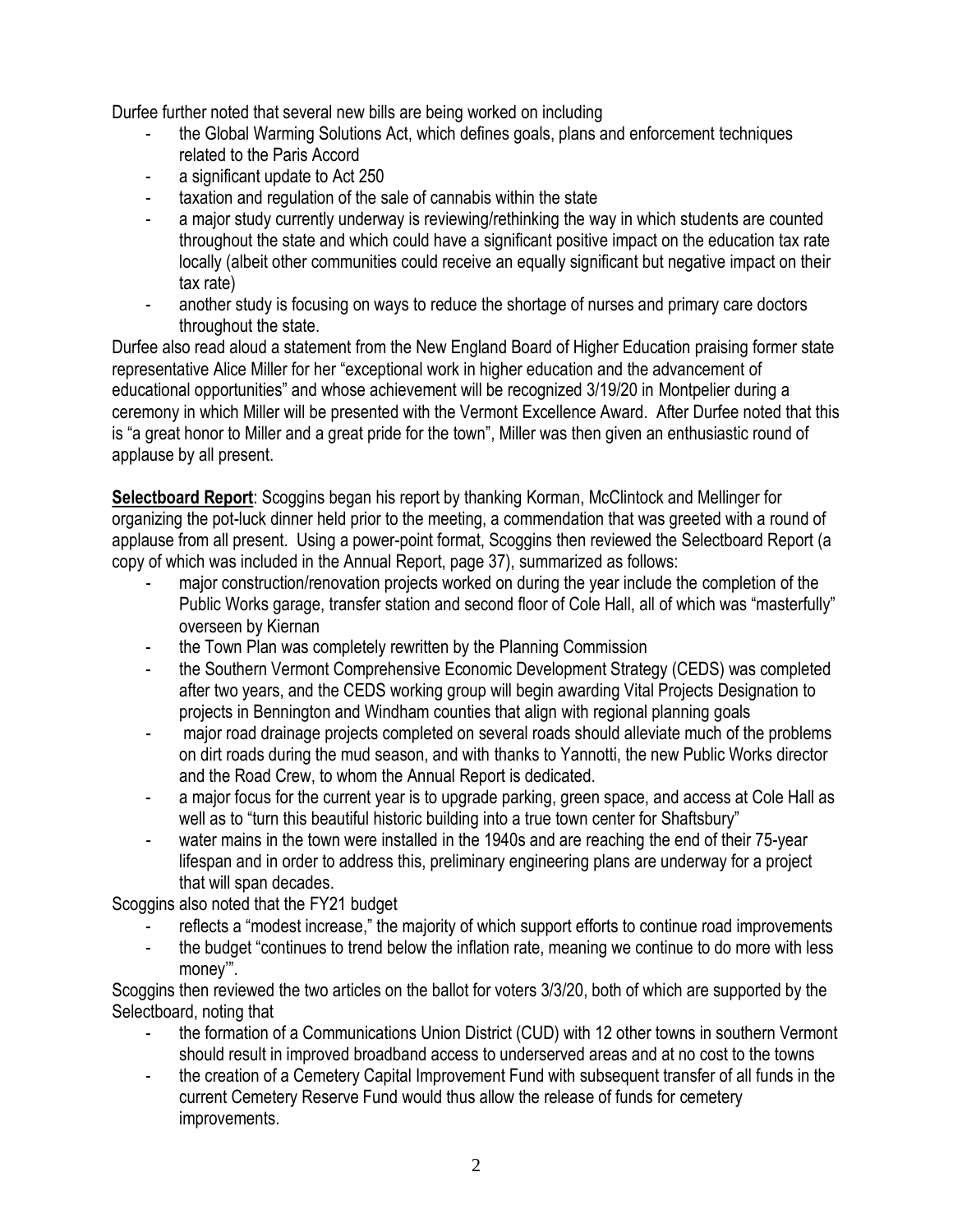Durfee further noted that several new bills are being worked on including

- the Global Warming Solutions Act, which defines goals, plans and enforcement techniques related to the Paris Accord
- a significant update to Act 250
- taxation and regulation of the sale of cannabis within the state
- a major study currently underway is reviewing/rethinking the way in which students are counted throughout the state and which could have a significant positive impact on the education tax rate locally (albeit other communities could receive an equally significant but negative impact on their tax rate)
- another study is focusing on ways to reduce the shortage of nurses and primary care doctors throughout the state.

Durfee also read aloud a statement from the New England Board of Higher Education praising former state representative Alice Miller for her "exceptional work in higher education and the advancement of educational opportunities" and whose achievement will be recognized 3/19/20 in Montpelier during a ceremony in which Miller will be presented with the Vermont Excellence Award. After Durfee noted that this is "a great honor to Miller and a great pride for the town", Miller was then given an enthusiastic round of applause by all present.

**Selectboard Report**: Scoggins began his report by thanking Korman, McClintock and Mellinger for organizing the pot-luck dinner held prior to the meeting, a commendation that was greeted with a round of applause from all present. Using a power-point format, Scoggins then reviewed the Selectboard Report (a copy of which was included in the Annual Report, page 37), summarized as follows:

- major construction/renovation projects worked on during the year include the completion of the Public Works garage, transfer station and second floor of Cole Hall, all of which was "masterfully" overseen by Kiernan
- the Town Plan was completely rewritten by the Planning Commission
- the Southern Vermont Comprehensive Economic Development Strategy (CEDS) was completed after two years, and the CEDS working group will begin awarding Vital Projects Designation to projects in Bennington and Windham counties that align with regional planning goals
- major road drainage projects completed on several roads should alleviate much of the problems on dirt roads during the mud season, and with thanks to Yannotti, the new Public Works director and the Road Crew, to whom the Annual Report is dedicated.
- a major focus for the current year is to upgrade parking, green space, and access at Cole Hall as well as to "turn this beautiful historic building into a true town center for Shaftsbury"
- water mains in the town were installed in the 1940s and are reaching the end of their 75-year lifespan and in order to address this, preliminary engineering plans are underway for a project that will span decades.

Scoggins also noted that the FY21 budget

- reflects a "modest increase," the majority of which support efforts to continue road improvements
- the budget "continues to trend below the inflation rate, meaning we continue to do more with less money'".

Scoggins then reviewed the two articles on the ballot for voters 3/3/20, both of which are supported by the Selectboard, noting that

- the formation of a Communications Union District (CUD) with 12 other towns in southern Vermont should result in improved broadband access to underserved areas and at no cost to the towns
- the creation of a Cemetery Capital Improvement Fund with subsequent transfer of all funds in the current Cemetery Reserve Fund would thus allow the release of funds for cemetery improvements.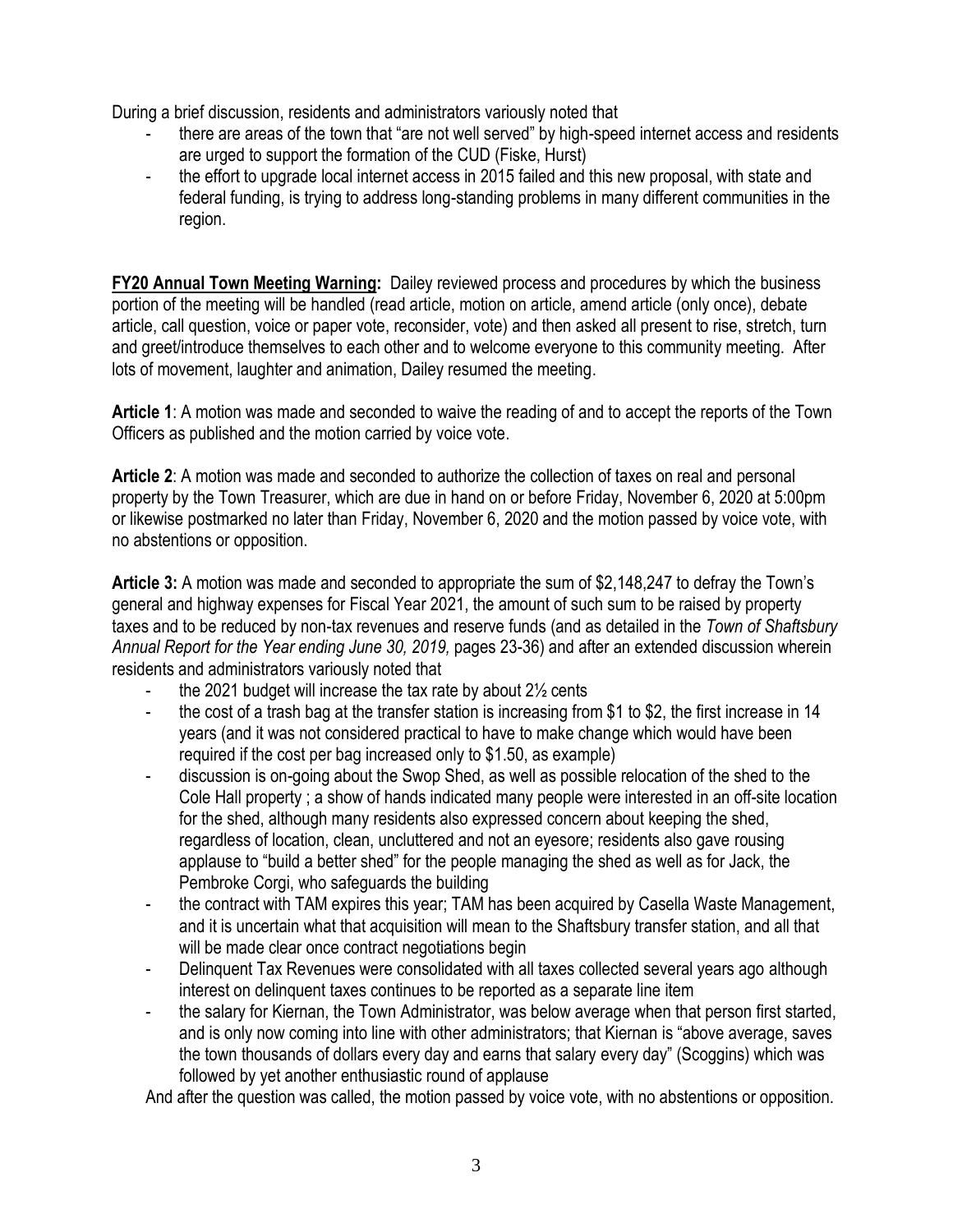During a brief discussion, residents and administrators variously noted that

- there are areas of the town that "are not well served" by high-speed internet access and residents are urged to support the formation of the CUD (Fiske, Hurst)
- the effort to upgrade local internet access in 2015 failed and this new proposal, with state and federal funding, is trying to address long-standing problems in many different communities in the region.

**FY20 Annual Town Meeting Warning:** Dailey reviewed process and procedures by which the business portion of the meeting will be handled (read article, motion on article, amend article (only once), debate article, call question, voice or paper vote, reconsider, vote) and then asked all present to rise, stretch, turn and greet/introduce themselves to each other and to welcome everyone to this community meeting. After lots of movement, laughter and animation, Dailey resumed the meeting.

**Article 1**: A motion was made and seconded to waive the reading of and to accept the reports of the Town Officers as published and the motion carried by voice vote.

**Article 2**: A motion was made and seconded to authorize the collection of taxes on real and personal property by the Town Treasurer, which are due in hand on or before Friday, November 6, 2020 at 5:00pm or likewise postmarked no later than Friday, November 6, 2020 and the motion passed by voice vote, with no abstentions or opposition.

**Article 3:** A motion was made and seconded to appropriate the sum of $2,148,247 to defray the Town's general and highway expenses for Fiscal Year 2021, the amount of such sum to be raised by property taxes and to be reduced by non-tax revenues and reserve funds (and as detailed in the *Town of Shaftsbury Annual Report for the Year ending June 30, 2019,* pages 23-36) and after an extended discussion wherein residents and administrators variously noted that

- the 2021 budget will increase the tax rate by about 2½ cents
- the cost of a trash bag at the transfer station is increasing from $1 to $2, the first increase in 14 years (and it was not considered practical to have to make change which would have been required if the cost per bag increased only to $1.50, as example)
- discussion is on-going about the Swop Shed, as well as possible relocation of the shed to the Cole Hall property ; a show of hands indicated many people were interested in an off-site location for the shed, although many residents also expressed concern about keeping the shed, regardless of location, clean, uncluttered and not an eyesore; residents also gave rousing applause to "build a better shed" for the people managing the shed as well as for Jack, the Pembroke Corgi, who safeguards the building
- the contract with TAM expires this year; TAM has been acquired by Casella Waste Management, and it is uncertain what that acquisition will mean to the Shaftsbury transfer station, and all that will be made clear once contract negotiations begin
- Delinquent Tax Revenues were consolidated with all taxes collected several years ago although interest on delinquent taxes continues to be reported as a separate line item
- the salary for Kiernan, the Town Administrator, was below average when that person first started, and is only now coming into line with other administrators; that Kiernan is "above average, saves the town thousands of dollars every day and earns that salary every day" (Scoggins) which was followed by yet another enthusiastic round of applause

And after the question was called, the motion passed by voice vote, with no abstentions or opposition.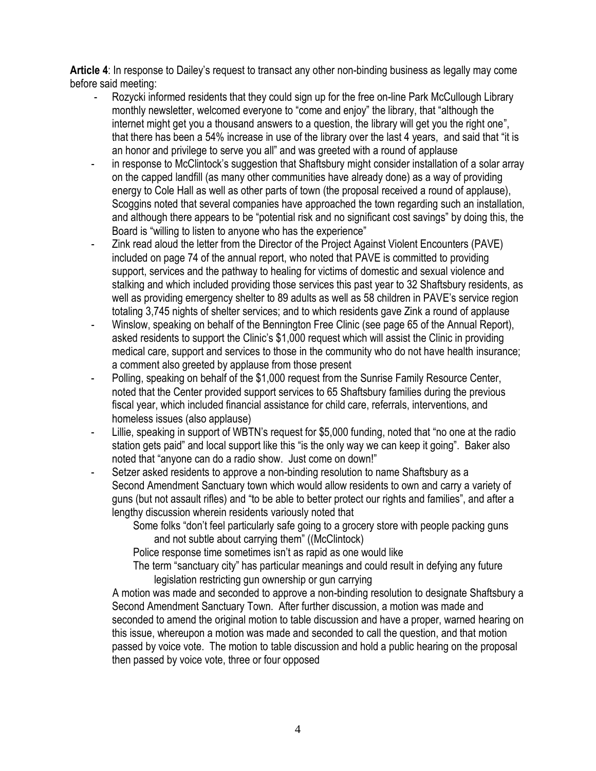**Article 4**: In response to Dailey's request to transact any other non-binding business as legally may come before said meeting:

- Rozycki informed residents that they could sign up for the free on-line Park McCullough Library monthly newsletter, welcomed everyone to "come and enjoy" the library, that "although the internet might get you a thousand answers to a question, the library will get you the right one", that there has been a 54% increase in use of the library over the last 4 years, and said that "it is an honor and privilege to serve you all" and was greeted with a round of applause
- in response to McClintock's suggestion that Shaftsbury might consider installation of a solar array on the capped landfill (as many other communities have already done) as a way of providing energy to Cole Hall as well as other parts of town (the proposal received a round of applause), Scoggins noted that several companies have approached the town regarding such an installation, and although there appears to be "potential risk and no significant cost savings" by doing this, the Board is "willing to listen to anyone who has the experience"
- Zink read aloud the letter from the Director of the Project Against Violent Encounters (PAVE) included on page 74 of the annual report, who noted that PAVE is committed to providing support, services and the pathway to healing for victims of domestic and sexual violence and stalking and which included providing those services this past year to 32 Shaftsbury residents, as well as providing emergency shelter to 89 adults as well as 58 children in PAVE's service region totaling 3,745 nights of shelter services; and to which residents gave Zink a round of applause
- Winslow, speaking on behalf of the Bennington Free Clinic (see page 65 of the Annual Report), asked residents to support the Clinic's $1,000 request which will assist the Clinic in providing medical care, support and services to those in the community who do not have health insurance; a comment also greeted by applause from those present
- Polling, speaking on behalf of the $1,000 request from the Sunrise Family Resource Center, noted that the Center provided support services to 65 Shaftsbury families during the previous fiscal year, which included financial assistance for child care, referrals, interventions, and homeless issues (also applause)
- Lillie, speaking in support of WBTN's request for $5,000 funding, noted that "no one at the radio station gets paid" and local support like this "is the only way we can keep it going". Baker also noted that "anyone can do a radio show. Just come on down!"
- Setzer asked residents to approve a non-binding resolution to name Shaftsbury as a Second Amendment Sanctuary town which would allow residents to own and carry a variety of guns (but not assault rifles) and "to be able to better protect our rights and families", and after a lengthy discussion wherein residents variously noted that

  Some folks "don't feel particularly safe going to a grocery store with people packing guns and not subtle about carrying them" ((McClintock)

  Police response time sometimes isn't as rapid as one would like

  The term "sanctuary city" has particular meanings and could result in defying any future legislation restricting gun ownership or gun carrying

  A motion was made and seconded to approve a non-binding resolution to designate Shaftsbury a Second Amendment Sanctuary Town. After further discussion, a motion was made and seconded to amend the original motion to table discussion and have a proper, warned hearing on this issue, whereupon a motion was made and seconded to call the question, and that motion passed by voice vote. The motion to table discussion and hold a public hearing on the proposal then passed by voice vote, three or four opposed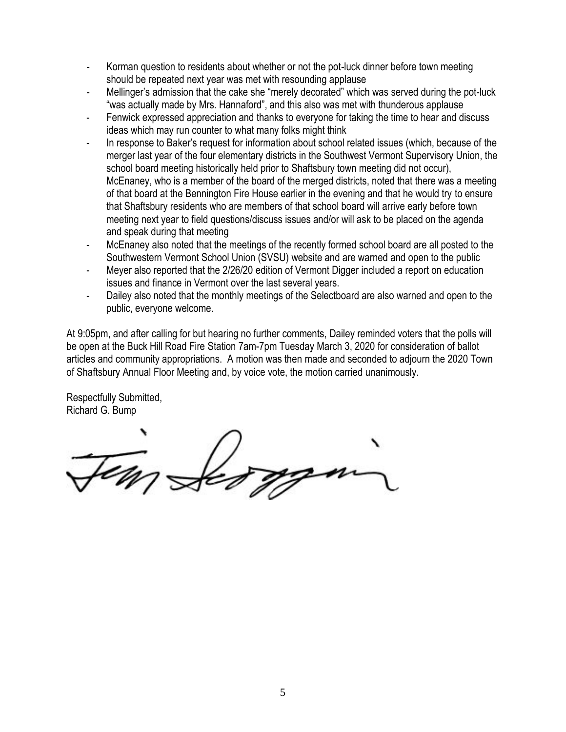- Korman question to residents about whether or not the pot-luck dinner before town meeting should be repeated next year was met with resounding applause
- Mellinger's admission that the cake she "merely decorated" which was served during the pot-luck "was actually made by Mrs. Hannaford", and this also was met with thunderous applause
- Fenwick expressed appreciation and thanks to everyone for taking the time to hear and discuss ideas which may run counter to what many folks might think
- In response to Baker's request for information about school related issues (which, because of the merger last year of the four elementary districts in the Southwest Vermont Supervisory Union, the school board meeting historically held prior to Shaftsbury town meeting did not occur), McEnaney, who is a member of the board of the merged districts, noted that there was a meeting of that board at the Bennington Fire House earlier in the evening and that he would try to ensure that Shaftsbury residents who are members of that school board will arrive early before town meeting next year to field questions/discuss issues and/or will ask to be placed on the agenda and speak during that meeting
- McEnaney also noted that the meetings of the recently formed school board are all posted to the Southwestern Vermont School Union (SVSU) website and are warned and open to the public
- Meyer also reported that the 2/26/20 edition of Vermont Digger included a report on education issues and finance in Vermont over the last several years.
- Dailey also noted that the monthly meetings of the Selectboard are also warned and open to the public, everyone welcome.

At 9:05pm, and after calling for but hearing no further comments, Dailey reminded voters that the polls will be open at the Buck Hill Road Fire Station 7am-7pm Tuesday March 3, 2020 for consideration of ballot articles and community appropriations. A motion was then made and seconded to adjourn the 2020 Town of Shaftsbury Annual Floor Meeting and, by voice vote, the motion carried unanimously.

Respectfully Submitted,
Richard G. Bump